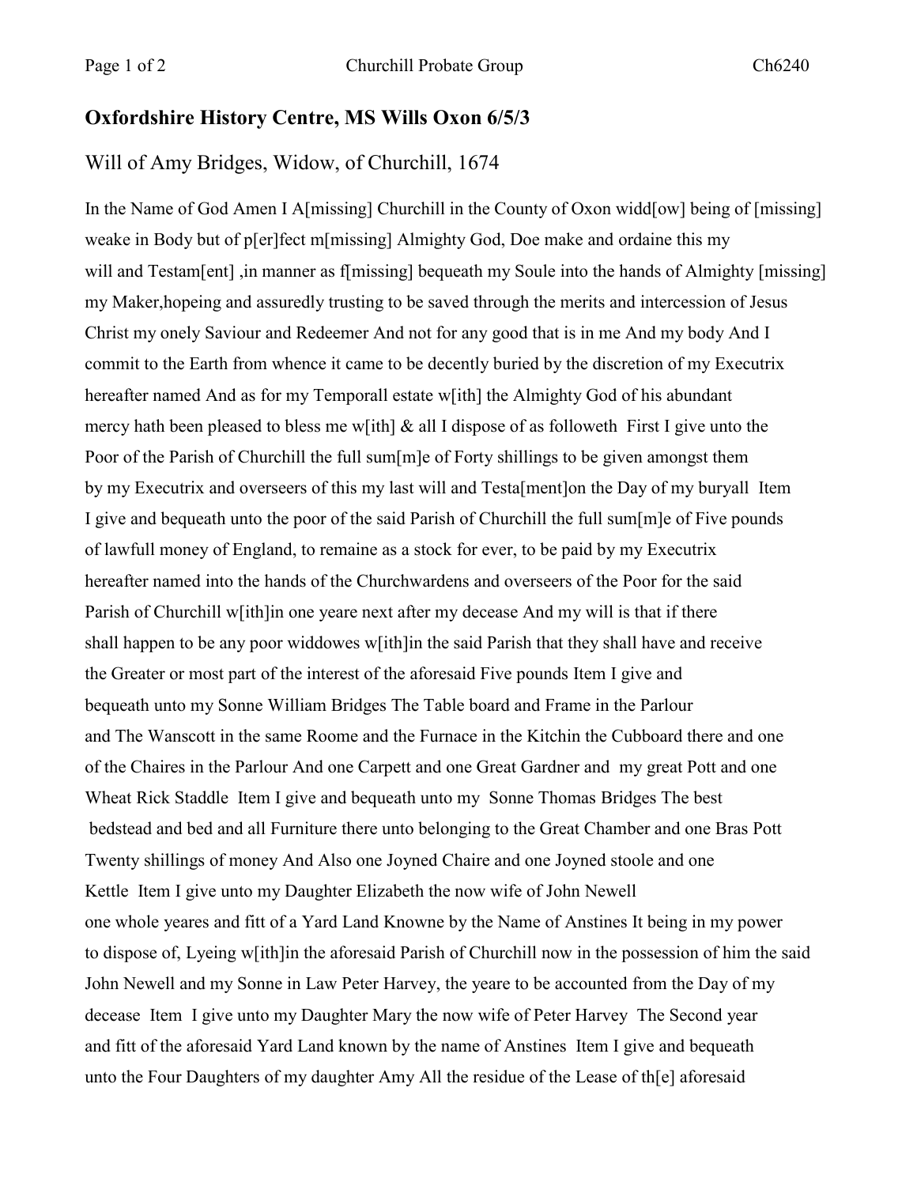## Oxfordshire History Centre, MS Wills Oxon 6/5/3

### Will of Amy Bridges, Widow, of Churchill, 1674

In the Name of God Amen I A[missing] Churchill in the County of Oxon widd[ow] being of [missing] weake in Body but of p[er]fect m[missing] Almighty God, Doe make and ordaine this my will and Testam[ent] ,in manner as f[missing] bequeath my Soule into the hands of Almighty [missing] my Maker,hopeing and assuredly trusting to be saved through the merits and intercession of Jesus Christ my onely Saviour and Redeemer And not for any good that is in me And my body And I commit to the Earth from whence it came to be decently buried by the discretion of my Executrix hereafter named And as for my Temporall estate w[ith] the Almighty God of his abundant mercy hath been pleased to bless me w[ith] & all I dispose of as followeth First I give unto the Poor of the Parish of Churchill the full sum[m]e of Forty shillings to be given amongst them by my Executrix and overseers of this my last will and Testa[ment]on the Day of my buryall Item I give and bequeath unto the poor of the said Parish of Churchill the full sum[m]e of Five pounds of lawfull money of England, to remaine as a stock for ever, to be paid by my Executrix hereafter named into the hands of the Churchwardens and overseers of the Poor for the said Parish of Churchill w[ith]in one yeare next after my decease And my will is that if there shall happen to be any poor widdowes w[ith]in the said Parish that they shall have and receive the Greater or most part of the interest of the aforesaid Five pounds Item I give and bequeath unto my Sonne William Bridges The Table board and Frame in the Parlour and The Wanscott in the same Roome and the Furnace in the Kitchin the Cubboard there and one of the Chaires in the Parlour And one Carpett and one Great Gardner and my great Pott and one Wheat Rick Staddle Item I give and bequeath unto my Sonne Thomas Bridges The best bedstead and bed and all Furniture there unto belonging to the Great Chamber and one Bras Pott Twenty shillings of money And Also one Joyned Chaire and one Joyned stoole and one Kettle Item I give unto my Daughter Elizabeth the now wife of John Newell one whole yeares and fitt of a Yard Land Knowne by the Name of Anstines It being in my power to dispose of, Lyeing w[ith]in the aforesaid Parish of Churchill now in the possession of him the said John Newell and my Sonne in Law Peter Harvey, the yeare to be accounted from the Day of my decease Item I give unto my Daughter Mary the now wife of Peter Harvey The Second year and fitt of the aforesaid Yard Land known by the name of Anstines Item I give and bequeath unto the Four Daughters of my daughter Amy All the residue of the Lease of th[e] aforesaid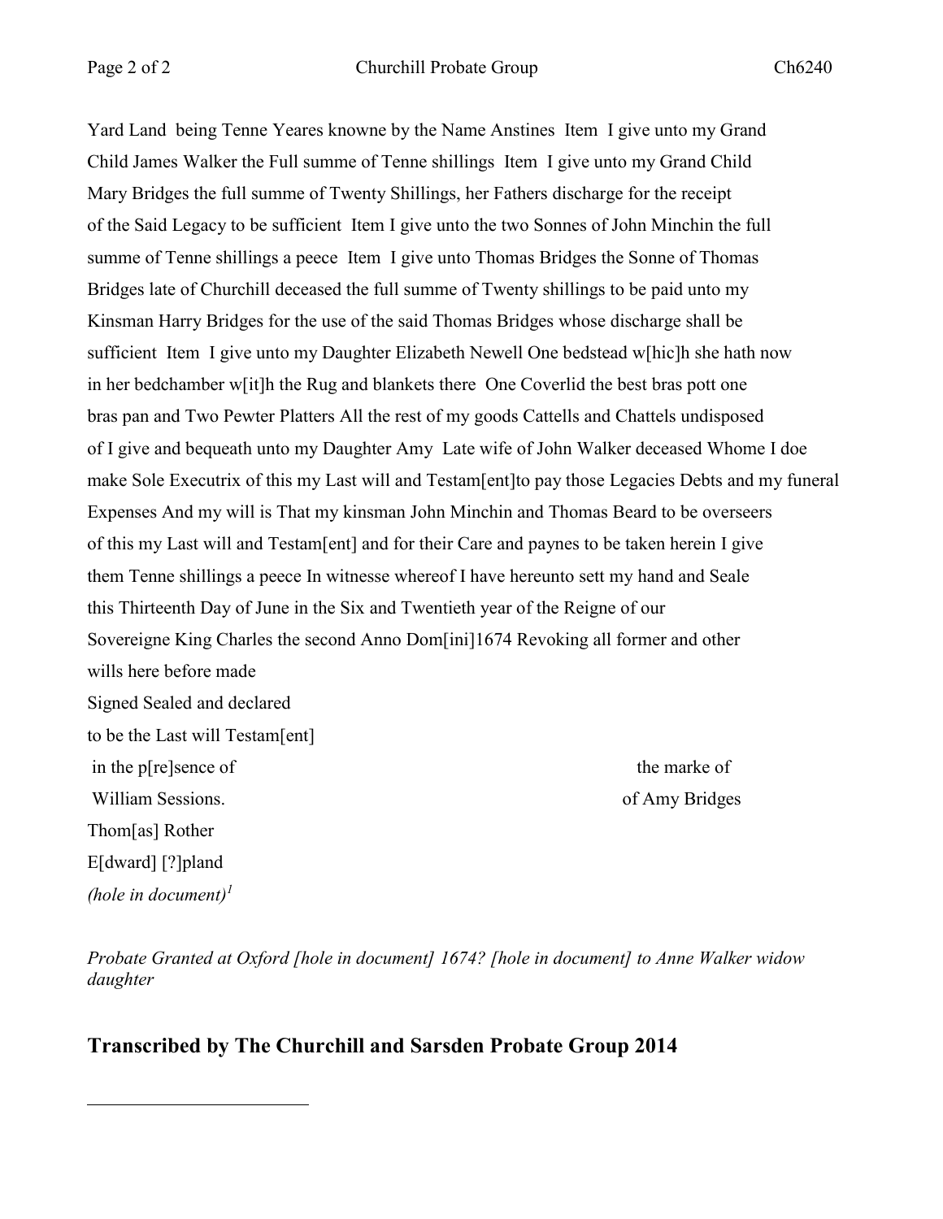Yard Land  being Tenne Yeares knowne by the Name Anstines  Item  I give unto my Grand Child James Walker the Full summe of Tenne shillings  Item  I give unto my Grand Child Mary Bridges the full summe of Twenty Shillings, her Fathers discharge for the receipt of the Said Legacy to be sufficient  Item I give unto the two Sonnes of John Minchin the full summe of Tenne shillings a peece  Item  I give unto Thomas Bridges the Sonne of Thomas Bridges late of Churchill deceased the full summe of Twenty shillings to be paid unto my Kinsman Harry Bridges for the use of the said Thomas Bridges whose discharge shall be sufficient  Item  I give unto my Daughter Elizabeth Newell One bedstead w[hic]h she hath now in her bedchamber w[it]h the Rug and blankets there  One Coverlid the best bras pott one bras pan and Two Pewter Platters All the rest of my goods Cattells and Chattels undisposed of I give and bequeath unto my Daughter Amy  Late wife of John Walker deceased Whome I doe make Sole Executrix of this my Last will and Testam[ent]to pay those Legacies Debts and my funeral Expenses And my will is That my kinsman John Minchin and Thomas Beard to be overseers of this my Last will and Testam[ent] and for their Care and paynes to be taken herein I give them Tenne shillings a peece In witnesse whereof I have hereunto sett my hand and Seale this Thirteenth Day of June in the Six and Twentieth year of the Reigne of our Sovereigne King Charles the second Anno Dom[ini]1674 Revoking all former and other wills here before made

Signed Sealed and declared
to be the Last will Testam[ent]
in the p[re]sence of
William Sessions.
Thom[as] Rother
E[dward] [?]pland
*(hole in document)*[1]

the marke of
of Amy Bridges

*Probate Granted at Oxford [hole in document] 1674? [hole in document] to Anne Walker widow daughter*

## **Transcribed by The Churchill and Sarsden Probate Group 2014**